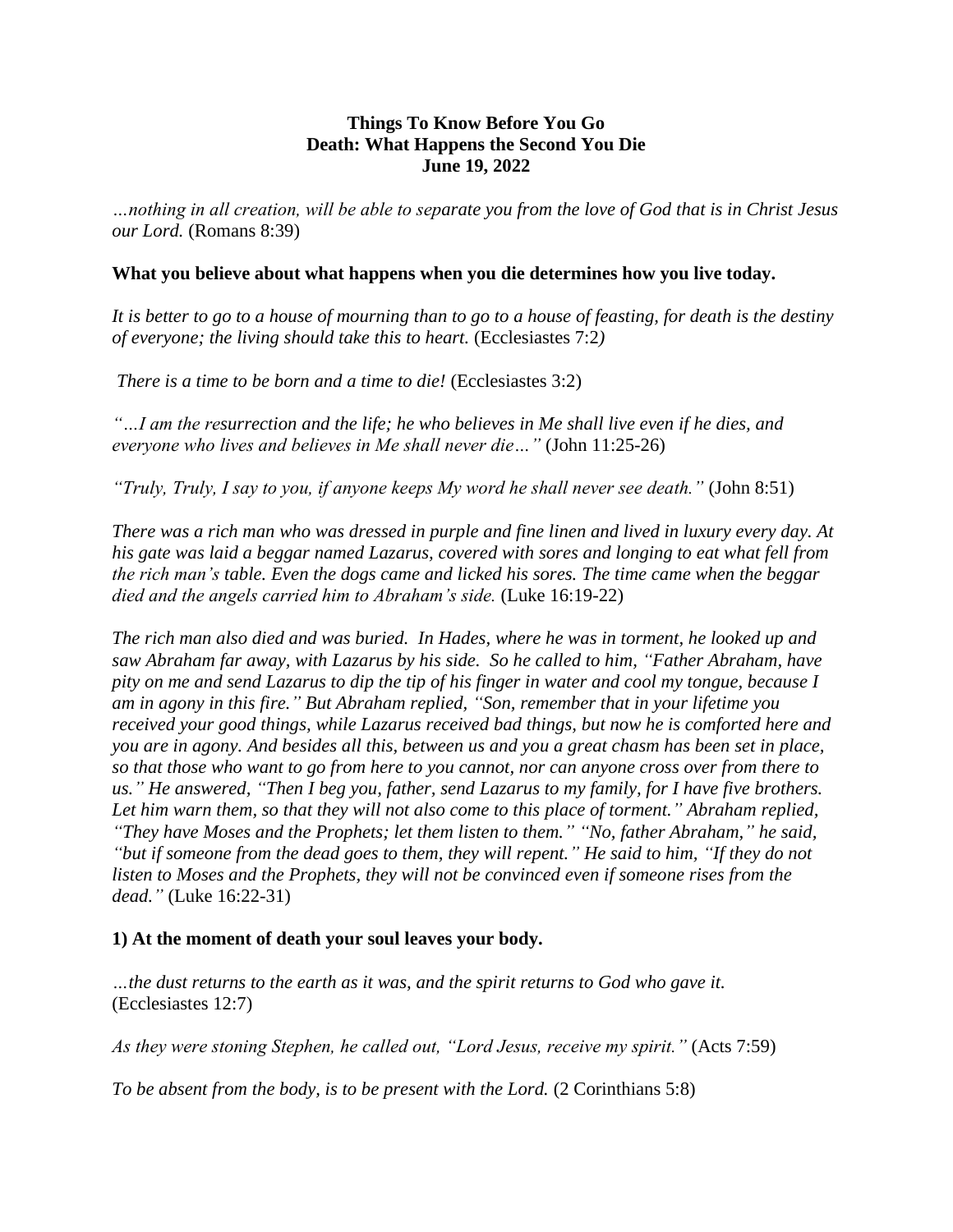**Things To Know Before You Go**
**Death: What Happens the Second You Die**
**June 19, 2022**

*…nothing in all creation, will be able to separate you from the love of God that is in Christ Jesus our Lord.* (Romans 8:39)

**What you believe about what happens when you die determines how you live today.**

*It is better to go to a house of mourning than to go to a house of feasting, for death is the destiny of everyone; the living should take this to heart.* (Ecclesiastes 7:2*)*

*There is a time to be born and a time to die!* (Ecclesiastes 3:2)

*"…I am the resurrection and the life; he who believes in Me shall live even if he dies, and everyone who lives and believes in Me shall never die…"* (John 11:25-26)

*"Truly, Truly, I say to you, if anyone keeps My word he shall never see death."* (John 8:51)

*There was a rich man who was dressed in purple and fine linen and lived in luxury every day. At his gate was laid a beggar named Lazarus, covered with sores and longing to eat what fell from the rich man's table. Even the dogs came and licked his sores. The time came when the beggar died and the angels carried him to Abraham's side.* (Luke 16:19-22)

*The rich man also died and was buried. In Hades, where he was in torment, he looked up and saw Abraham far away, with Lazarus by his side. So he called to him, "Father Abraham, have pity on me and send Lazarus to dip the tip of his finger in water and cool my tongue, because I am in agony in this fire." But Abraham replied, "Son, remember that in your lifetime you received your good things, while Lazarus received bad things, but now he is comforted here and you are in agony. And besides all this, between us and you a great chasm has been set in place, so that those who want to go from here to you cannot, nor can anyone cross over from there to us." He answered, "Then I beg you, father, send Lazarus to my family, for I have five brothers. Let him warn them, so that they will not also come to this place of torment." Abraham replied, "They have Moses and the Prophets; let them listen to them." "No, father Abraham," he said, "but if someone from the dead goes to them, they will repent." He said to him, "If they do not listen to Moses and the Prophets, they will not be convinced even if someone rises from the dead."* (Luke 16:22-31)

**1) At the moment of death your soul leaves your body.**

*…the dust returns to the earth as it was, and the spirit returns to God who gave it.* (Ecclesiastes 12:7)

*As they were stoning Stephen, he called out, "Lord Jesus, receive my spirit."* (Acts 7:59)

*To be absent from the body, is to be present with the Lord.* (2 Corinthians 5:8)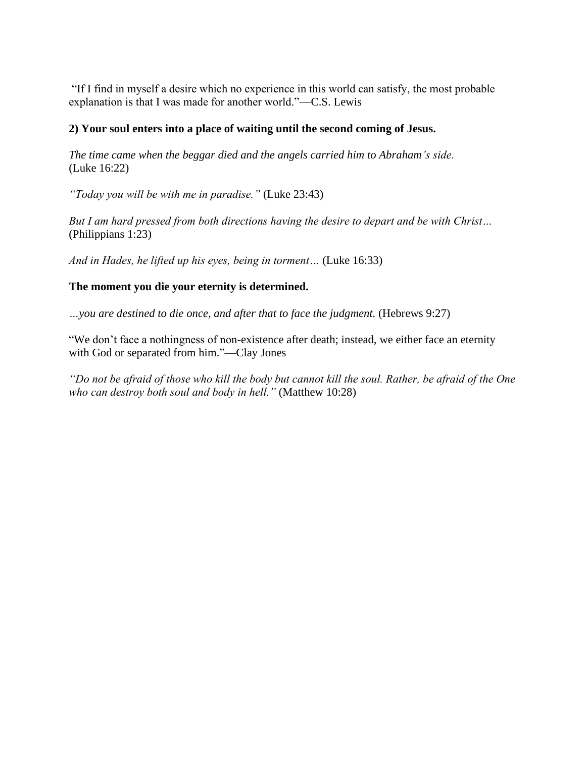"If I find in myself a desire which no experience in this world can satisfy, the most probable explanation is that I was made for another world."—C.S. Lewis

**2) Your soul enters into a place of waiting until the second coming of Jesus.**

*The time came when the beggar died and the angels carried him to Abraham's side.* (Luke 16:22)

*"Today you will be with me in paradise."* (Luke 23:43)

*But I am hard pressed from both directions having the desire to depart and be with Christ…* (Philippians 1:23)

*And in Hades, he lifted up his eyes, being in torment…* (Luke 16:33)

**The moment you die your eternity is determined.**

*…you are destined to die once, and after that to face the judgment.* (Hebrews 9:27)

"We don't face a nothingness of non-existence after death; instead, we either face an eternity with God or separated from him."—Clay Jones

*"Do not be afraid of those who kill the body but cannot kill the soul. Rather, be afraid of the One who can destroy both soul and body in hell."* (Matthew 10:28)